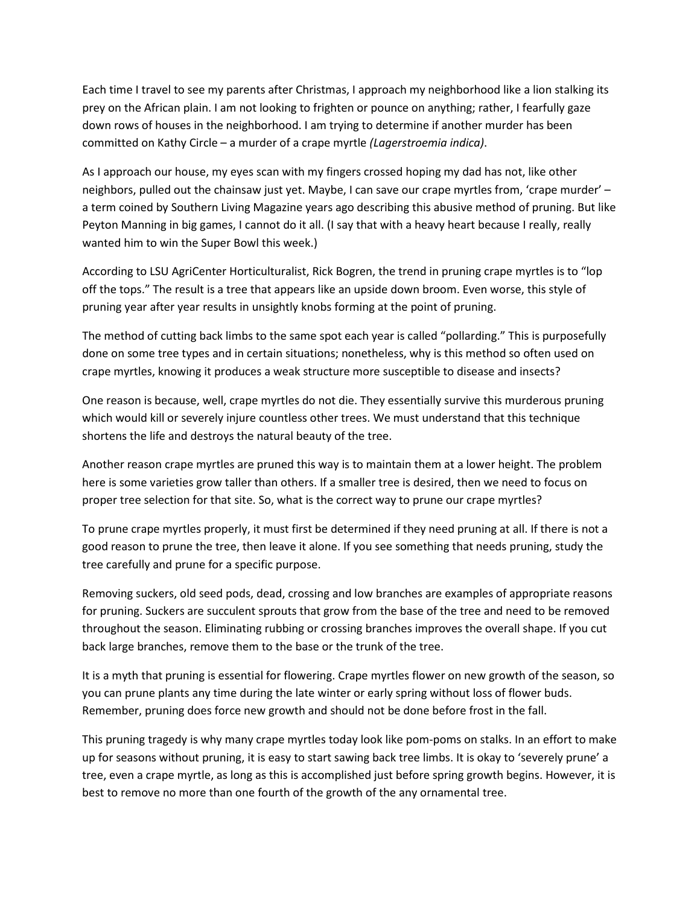Each time I travel to see my parents after Christmas, I approach my neighborhood like a lion stalking its prey on the African plain. I am not looking to frighten or pounce on anything; rather, I fearfully gaze down rows of houses in the neighborhood. I am trying to determine if another murder has been committed on Kathy Circle – a murder of a crape myrtle *(Lagerstroemia indica)*.

As I approach our house, my eyes scan with my fingers crossed hoping my dad has not, like other neighbors, pulled out the chainsaw just yet. Maybe, I can save our crape myrtles from, 'crape murder' – a term coined by Southern Living Magazine years ago describing this abusive method of pruning. But like Peyton Manning in big games, I cannot do it all. (I say that with a heavy heart because I really, really wanted him to win the Super Bowl this week.)

According to LSU AgriCenter Horticulturalist, Rick Bogren, the trend in pruning crape myrtles is to "lop off the tops." The result is a tree that appears like an upside down broom. Even worse, this style of pruning year after year results in unsightly knobs forming at the point of pruning.

The method of cutting back limbs to the same spot each year is called "pollarding." This is purposefully done on some tree types and in certain situations; nonetheless, why is this method so often used on crape myrtles, knowing it produces a weak structure more susceptible to disease and insects?

One reason is because, well, crape myrtles do not die. They essentially survive this murderous pruning which would kill or severely injure countless other trees. We must understand that this technique shortens the life and destroys the natural beauty of the tree.

Another reason crape myrtles are pruned this way is to maintain them at a lower height. The problem here is some varieties grow taller than others. If a smaller tree is desired, then we need to focus on proper tree selection for that site. So, what is the correct way to prune our crape myrtles?

To prune crape myrtles properly, it must first be determined if they need pruning at all. If there is not a good reason to prune the tree, then leave it alone. If you see something that needs pruning, study the tree carefully and prune for a specific purpose.

Removing suckers, old seed pods, dead, crossing and low branches are examples of appropriate reasons for pruning. Suckers are succulent sprouts that grow from the base of the tree and need to be removed throughout the season. Eliminating rubbing or crossing branches improves the overall shape. If you cut back large branches, remove them to the base or the trunk of the tree.

It is a myth that pruning is essential for flowering. Crape myrtles flower on new growth of the season, so you can prune plants any time during the late winter or early spring without loss of flower buds. Remember, pruning does force new growth and should not be done before frost in the fall.

This pruning tragedy is why many crape myrtles today look like pom-poms on stalks. In an effort to make up for seasons without pruning, it is easy to start sawing back tree limbs. It is okay to 'severely prune' a tree, even a crape myrtle, as long as this is accomplished just before spring growth begins. However, it is best to remove no more than one fourth of the growth of the any ornamental tree.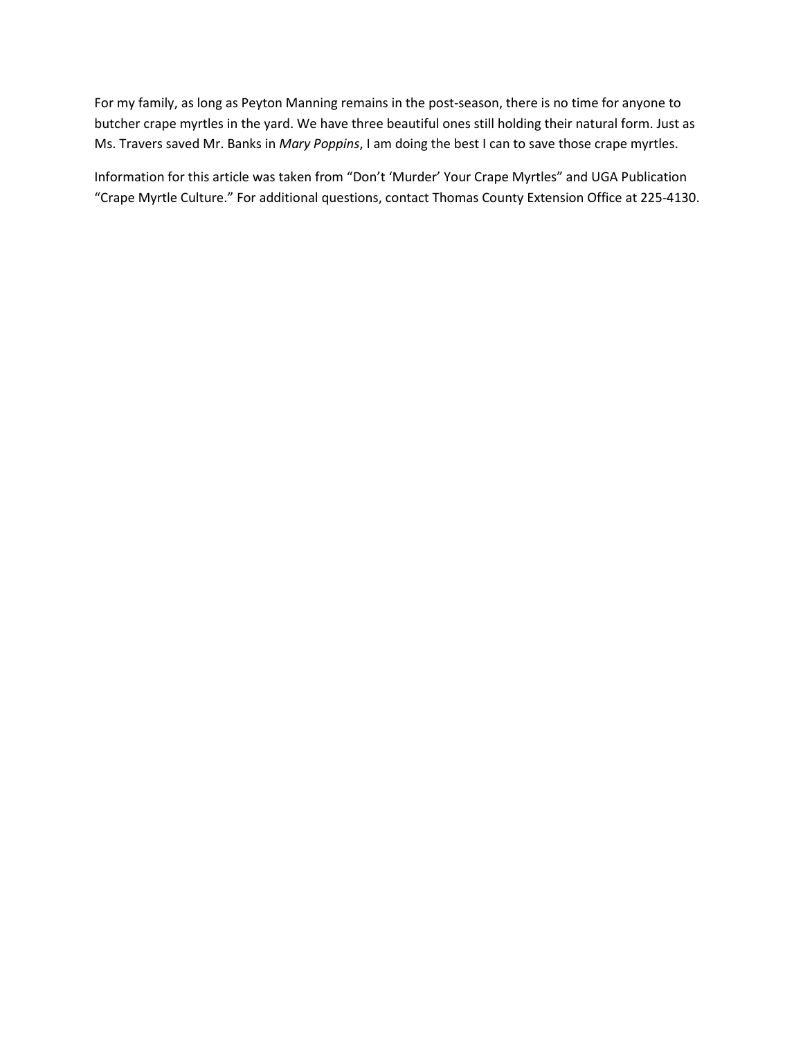For my family, as long as Peyton Manning remains in the post-season, there is no time for anyone to butcher crape myrtles in the yard. We have three beautiful ones still holding their natural form. Just as Ms. Travers saved Mr. Banks in *Mary Poppins*, I am doing the best I can to save those crape myrtles.

Information for this article was taken from "Don't 'Murder' Your Crape Myrtles" and UGA Publication "Crape Myrtle Culture." For additional questions, contact Thomas County Extension Office at 225-4130.